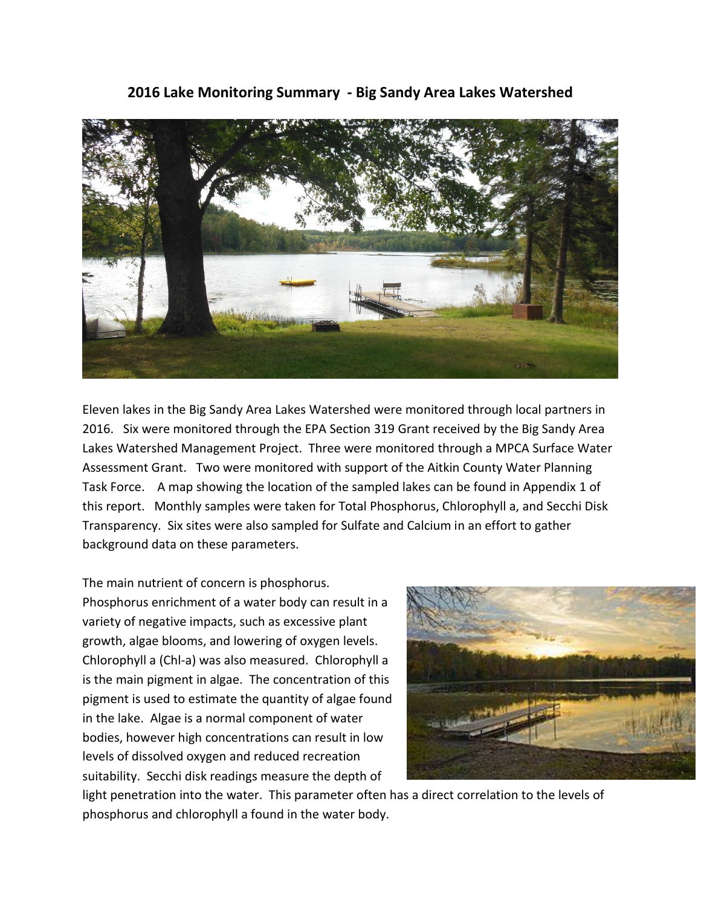# 2016 Lake Monitoring Summary - Big Sandy Area Lakes Watershed

Eleven lakes in the Big Sandy Area Lakes Watershed were monitored through local partners in 2016. Six were monitored through the EPA Section 319 Grant received by the Big Sandy Area Lakes Watershed Management Project. Three were monitored through a MPCA Surface Water Assessment Grant. Two were monitored with support of the Aitkin County Water Planning Task Force. A map showing the location of the sampled lakes can be found in Appendix 1 of this report. Monthly samples were taken for Total Phosphorus, Chlorophyll a, and Secchi Disk Transparency. Six sites were also sampled for Sulfate and Calcium in an effort to gather background data on these parameters.

The main nutrient of concern is phosphorus. Phosphorus enrichment of a water body can result in a variety of negative impacts, such as excessive plant growth, algae blooms, and lowering of oxygen levels. Chlorophyll a (Chl-a) was also measured. Chlorophyll a is the main pigment in algae. The concentration of this pigment is used to estimate the quantity of algae found in the lake. Algae is a normal component of water bodies, however high concentrations can result in low levels of dissolved oxygen and reduced recreation suitability. Secchi disk readings measure the depth of light penetration into the water. This parameter often has a direct correlation to the levels of phosphorus and chlorophyll a found in the water body.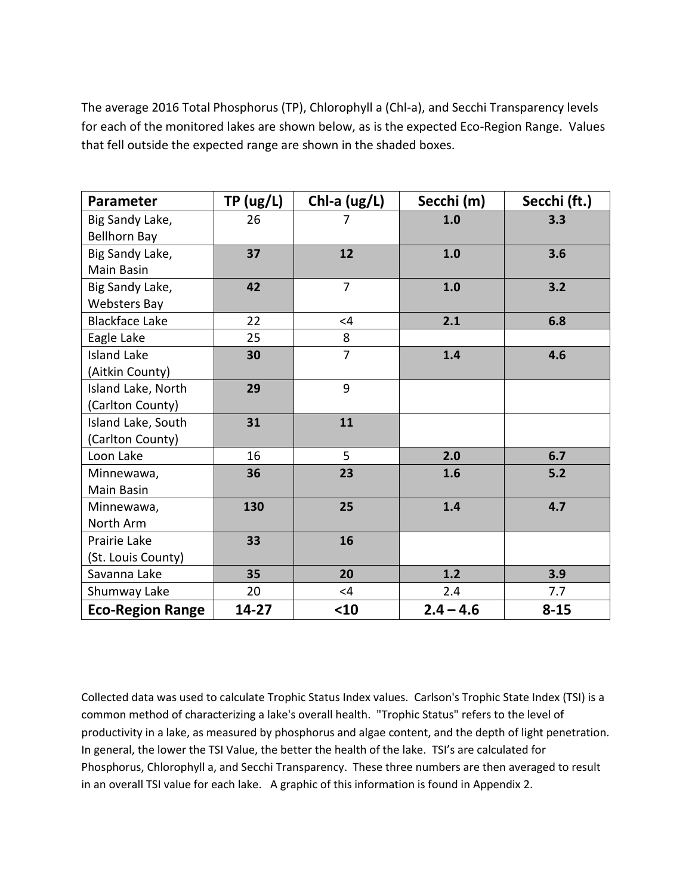The average 2016 Total Phosphorus (TP), Chlorophyll a (Chl-a), and Secchi Transparency levels for each of the monitored lakes are shown below, as is the expected Eco-Region Range. Values that fell outside the expected range are shown in the shaded boxes.

| Parameter | TP (ug/L) | Chl-a (ug/L) | Secchi (m) | Secchi (ft.) |
|---|---|---|---|---|
| Big Sandy Lake, Bellhorn Bay | 26 | 7 | **1.0** | **3.3** |
| Big Sandy Lake, Main Basin | **37** | **12** | **1.0** | **3.6** |
| Big Sandy Lake, Websters Bay | **42** | 7 | **1.0** | **3.2** |
| Blackface Lake | 22 | <4 | **2.1** | **6.8** |
| Eagle Lake | 25 | 8 | | |
| Island Lake (Aitkin County) | **30** | 7 | **1.4** | **4.6** |
| Island Lake, North (Carlton County) | **29** | 9 | | |
| Island Lake, South (Carlton County) | **31** | **11** | | |
| Loon Lake | 16 | 5 | **2.0** | **6.7** |
| Minnewawa, Main Basin | **36** | **23** | **1.6** | **5.2** |
| Minnewawa, North Arm | **130** | **25** | **1.4** | **4.7** |
| Prairie Lake (St. Louis County) | **33** | **16** | | |
| Savanna Lake | **35** | **20** | **1.2** | **3.9** |
| Shumway Lake | 20 | <4 | 2.4 | 7.7 |
| **Eco-Region Range** | **14-27** | **<10** | **2.4 – 4.6** | **8-15** |

Collected data was used to calculate Trophic Status Index values. Carlson's Trophic State Index (TSI) is a common method of characterizing a lake's overall health. "Trophic Status" refers to the level of productivity in a lake, as measured by phosphorus and algae content, and the depth of light penetration. In general, the lower the TSI Value, the better the health of the lake. TSI's are calculated for Phosphorus, Chlorophyll a, and Secchi Transparency. These three numbers are then averaged to result in an overall TSI value for each lake. A graphic of this information is found in Appendix 2.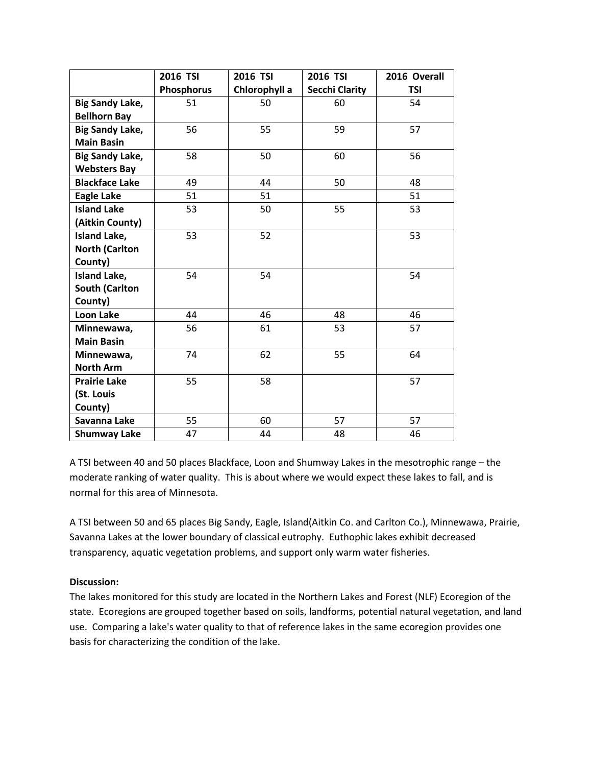| | 2016 TSI Phosphorus | 2016 TSI Chlorophyll a | 2016 TSI Secchi Clarity | 2016 Overall TSI |
|---|---|---|---|---|
| **Big Sandy Lake, Bellhorn Bay** | 51 | 50 | 60 | 54 |
| **Big Sandy Lake, Main Basin** | 56 | 55 | 59 | 57 |
| **Big Sandy Lake, Websters Bay** | 58 | 50 | 60 | 56 |
| **Blackface Lake** | 49 | 44 | 50 | 48 |
| **Eagle Lake** | 51 | 51 | | 51 |
| **Island Lake (Aitkin County)** | 53 | 50 | 55 | 53 |
| **Island Lake, North (Carlton County)** | 53 | 52 | | 53 |
| **Island Lake, South (Carlton County)** | 54 | 54 | | 54 |
| **Loon Lake** | 44 | 46 | 48 | 46 |
| **Minnewawa, Main Basin** | 56 | 61 | 53 | 57 |
| **Minnewawa, North Arm** | 74 | 62 | 55 | 64 |
| **Prairie Lake (St. Louis County)** | 55 | 58 | | 57 |
| **Savanna Lake** | 55 | 60 | 57 | 57 |
| **Shumway Lake** | 47 | 44 | 48 | 46 |

A TSI between 40 and 50 places Blackface, Loon and Shumway Lakes in the mesotrophic range – the moderate ranking of water quality. This is about where we would expect these lakes to fall, and is normal for this area of Minnesota.

A TSI between 50 and 65 places Big Sandy, Eagle, Island(Aitkin Co. and Carlton Co.), Minnewawa, Prairie, Savanna Lakes at the lower boundary of classical eutrophy. Euthophic lakes exhibit decreased transparency, aquatic vegetation problems, and support only warm water fisheries.

**Discussion:**

The lakes monitored for this study are located in the Northern Lakes and Forest (NLF) Ecoregion of the state. Ecoregions are grouped together based on soils, landforms, potential natural vegetation, and land use. Comparing a lake's water quality to that of reference lakes in the same ecoregion provides one basis for characterizing the condition of the lake.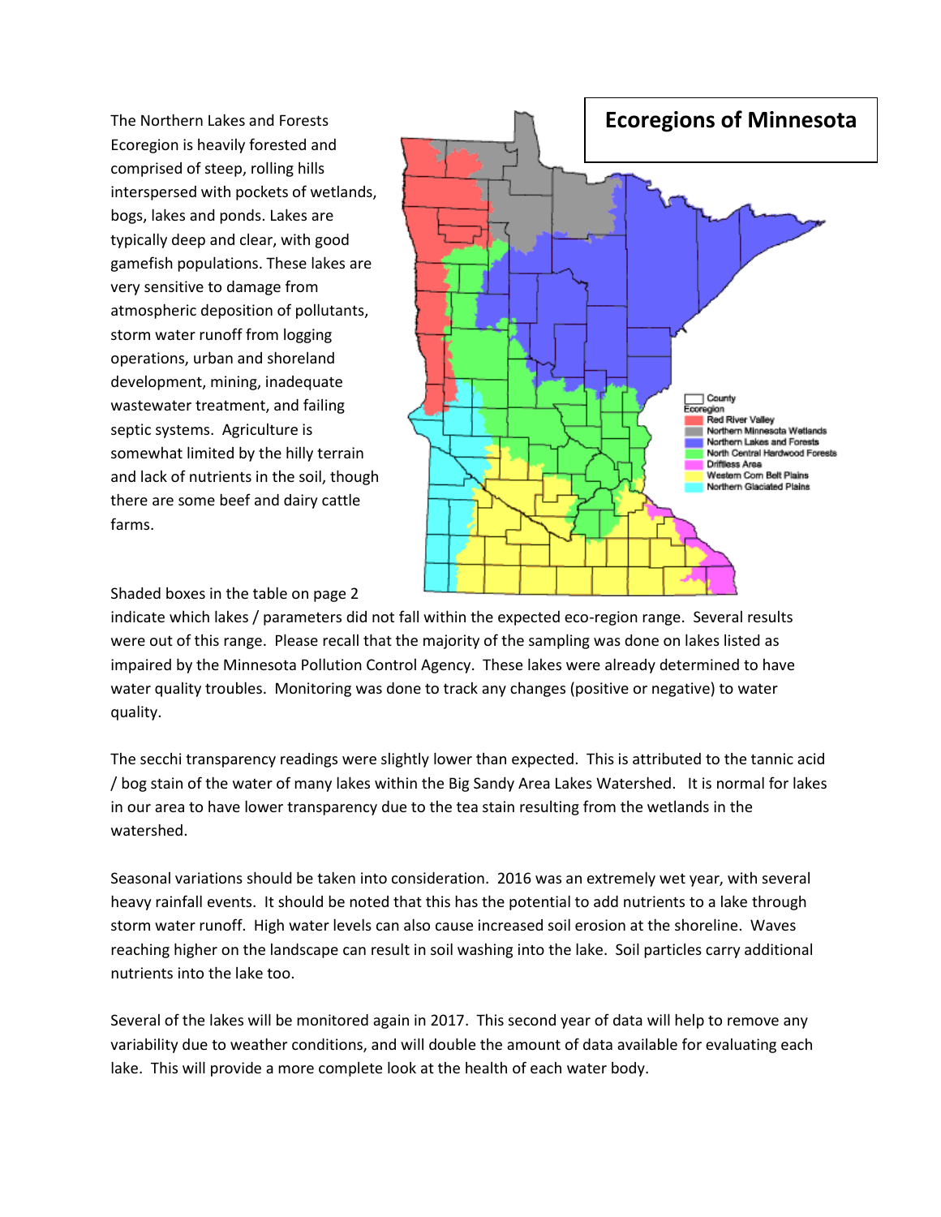The Northern Lakes and Forests Ecoregion is heavily forested and comprised of steep, rolling hills interspersed with pockets of wetlands, bogs, lakes and ponds. Lakes are typically deep and clear, with good gamefish populations. These lakes are very sensitive to damage from atmospheric deposition of pollutants, storm water runoff from logging operations, urban and shoreland development, mining, inadequate wastewater treatment, and failing septic systems. Agriculture is somewhat limited by the hilly terrain and lack of nutrients in the soil, though there are some beef and dairy cattle farms.

**Ecoregions of Minnesota**

County
Ecoregion
Red River Valley
Northern Minnesota Wetlands
Northern Lakes and Forests
North Central Hardwood Forests
Driftless Area
Western Corn Belt Plains
Northern Glaciated Plains

Shaded boxes in the table on page 2 indicate which lakes / parameters did not fall within the expected eco-region range. Several results were out of this range. Please recall that the majority of the sampling was done on lakes listed as impaired by the Minnesota Pollution Control Agency. These lakes were already determined to have water quality troubles. Monitoring was done to track any changes (positive or negative) to water quality.

The secchi transparency readings were slightly lower than expected. This is attributed to the tannic acid / bog stain of the water of many lakes within the Big Sandy Area Lakes Watershed. It is normal for lakes in our area to have lower transparency due to the tea stain resulting from the wetlands in the watershed.

Seasonal variations should be taken into consideration. 2016 was an extremely wet year, with several heavy rainfall events. It should be noted that this has the potential to add nutrients to a lake through storm water runoff. High water levels can also cause increased soil erosion at the shoreline. Waves reaching higher on the landscape can result in soil washing into the lake. Soil particles carry additional nutrients into the lake too.

Several of the lakes will be monitored again in 2017. This second year of data will help to remove any variability due to weather conditions, and will double the amount of data available for evaluating each lake. This will provide a more complete look at the health of each water body.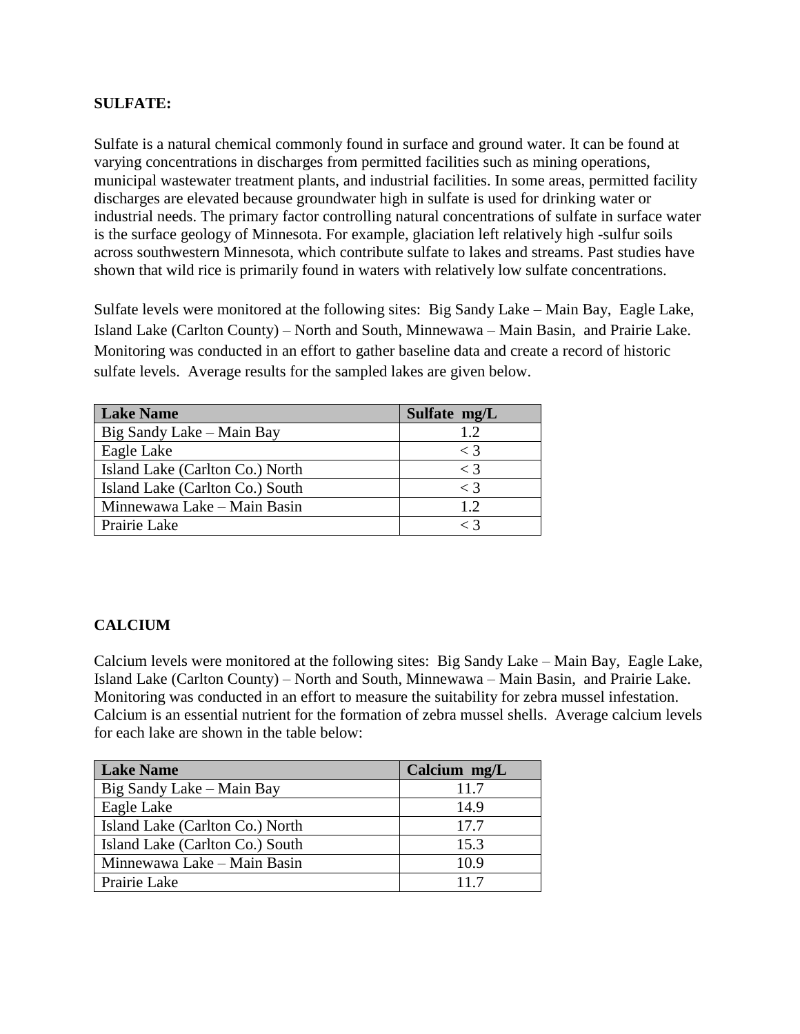**SULFATE:**

Sulfate is a natural chemical commonly found in surface and ground water. It can be found at varying concentrations in discharges from permitted facilities such as mining operations, municipal wastewater treatment plants, and industrial facilities. In some areas, permitted facility discharges are elevated because groundwater high in sulfate is used for drinking water or industrial needs. The primary factor controlling natural concentrations of sulfate in surface water is the surface geology of Minnesota. For example, glaciation left relatively high -sulfur soils across southwestern Minnesota, which contribute sulfate to lakes and streams. Past studies have shown that wild rice is primarily found in waters with relatively low sulfate concentrations.

Sulfate levels were monitored at the following sites: Big Sandy Lake – Main Bay, Eagle Lake, Island Lake (Carlton County) – North and South, Minnewawa – Main Basin, and Prairie Lake. Monitoring was conducted in an effort to gather baseline data and create a record of historic sulfate levels. Average results for the sampled lakes are given below.

| Lake Name | Sulfate mg/L |
|---|---|
| Big Sandy Lake – Main Bay | 1.2 |
| Eagle Lake | < 3 |
| Island Lake (Carlton Co.) North | < 3 |
| Island Lake (Carlton Co.) South | < 3 |
| Minnewawa Lake – Main Basin | 1.2 |
| Prairie Lake | < 3 |

**CALCIUM**

Calcium levels were monitored at the following sites: Big Sandy Lake – Main Bay, Eagle Lake, Island Lake (Carlton County) – North and South, Minnewawa – Main Basin, and Prairie Lake. Monitoring was conducted in an effort to measure the suitability for zebra mussel infestation. Calcium is an essential nutrient for the formation of zebra mussel shells. Average calcium levels for each lake are shown in the table below:

| Lake Name | Calcium mg/L |
|---|---|
| Big Sandy Lake – Main Bay | 11.7 |
| Eagle Lake | 14.9 |
| Island Lake (Carlton Co.) North | 17.7 |
| Island Lake (Carlton Co.) South | 15.3 |
| Minnewawa Lake – Main Basin | 10.9 |
| Prairie Lake | 11.7 |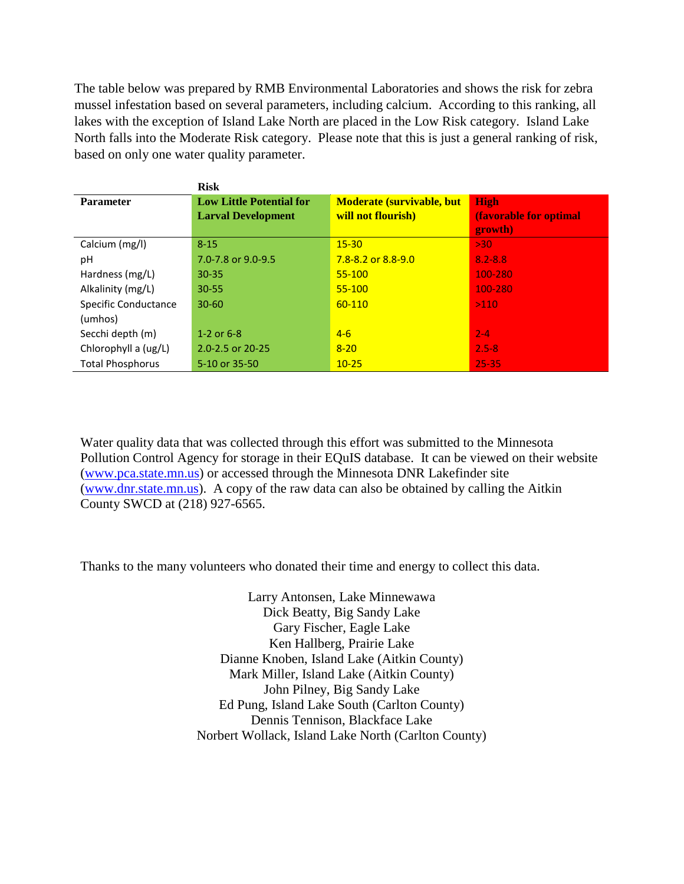The table below was prepared by RMB Environmental Laboratories and shows the risk for zebra mussel infestation based on several parameters, including calcium. According to this ranking, all lakes with the exception of Island Lake North are placed in the Low Risk category. Island Lake North falls into the Moderate Risk category. Please note that this is just a general ranking of risk, based on only one water quality parameter.

| | **Risk** | | |
|---|---|---|---|
| **Parameter** | **Low Little Potential for Larval Development** | **Moderate (survivable, but will not flourish)** | **High (favorable for optimal growth)** |
| Calcium (mg/l) | 8-15 | 15-30 | >30 |
| pH | 7.0-7.8 or 9.0-9.5 | 7.8-8.2 or 8.8-9.0 | 8.2-8.8 |
| Hardness (mg/L) | 30-35 | 55-100 | 100-280 |
| Alkalinity (mg/L) | 30-55 | 55-100 | 100-280 |
| Specific Conductance (umhos) | 30-60 | 60-110 | >110 |
| Secchi depth (m) | 1-2 or 6-8 | 4-6 | 2-4 |
| Chlorophyll a (ug/L) | 2.0-2.5 or 20-25 | 8-20 | 2.5-8 |
| Total Phosphorus | 5-10 or 35-50 | 10-25 | 25-35 |

Water quality data that was collected through this effort was submitted to the Minnesota Pollution Control Agency for storage in their EQuIS database. It can be viewed on their website (www.pca.state.mn.us) or accessed through the Minnesota DNR Lakefinder site (www.dnr.state.mn.us). A copy of the raw data can also be obtained by calling the Aitkin County SWCD at (218) 927-6565.

Thanks to the many volunteers who donated their time and energy to collect this data.

Larry Antonsen, Lake Minnewawa
Dick Beatty, Big Sandy Lake
Gary Fischer, Eagle Lake
Ken Hallberg, Prairie Lake
Dianne Knoben, Island Lake (Aitkin County)
Mark Miller, Island Lake (Aitkin County)
John Pilney, Big Sandy Lake
Ed Pung, Island Lake South (Carlton County)
Dennis Tennison, Blackface Lake
Norbert Wollack, Island Lake North (Carlton County)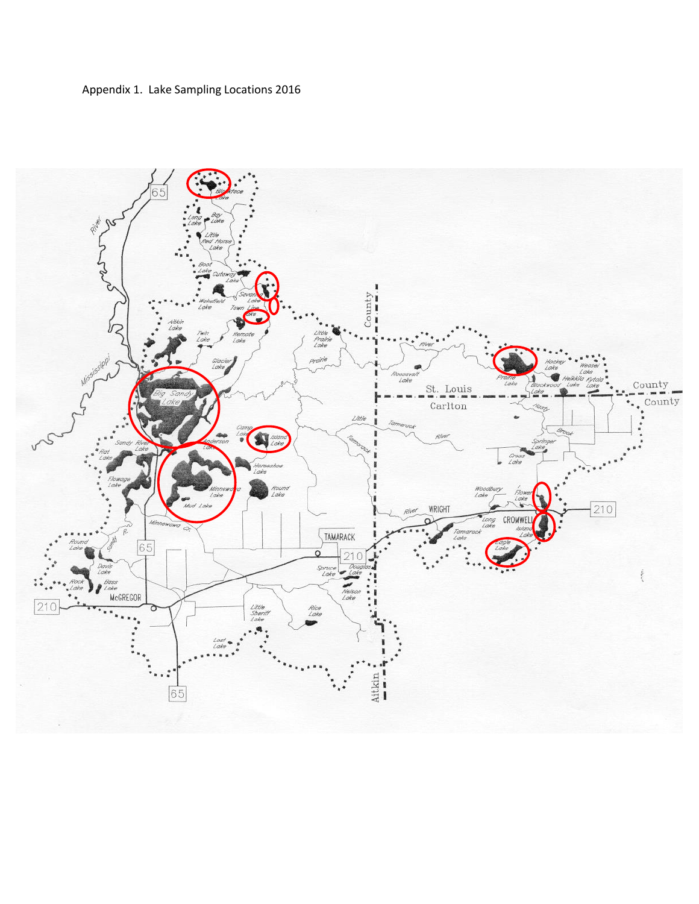Appendix 1. Lake Sampling Locations 2016

65

Blackface Lake

Long Lake

Bay Lake

Little Red Horse Lake

Boot Lake

Cutaway Lake

Wakefield Lake

Savanna Lake

Town Line Lake

Aitkin Lake

Twin Lake

Remote Lake

Glacier Lake

Little Prairie Lake

Prairie

County

River

Roosevelt Lake

Prairie Lake

Hockey Lake

Weasel Lake

Blackwood Lake

Heikkila Lake

Kytola Lake

St. Louis

County

Carlton

County

Mississippi

River

Big Sandy Lake

Camp Lake

Anderson Lake

Island Lake

Little

Tamarack

Tamarack

River

Hasty

Brook

Springer Lake

Cross Lake

Sandy River Lake

Rat Lake

Flowage Lake

Horseshoe Lake

Minnewawa Lake

Round Lake

Mud Lake

Minnewawa Cr.

Woodbury Lake

Flower Lake

River

WRIGHT

210

Long Lake

CROMWELL

Island Lake

Tamarack Lake

Eagle Lake

TAMARACK

210

Round Lake

Sandy R.

65

Davis Lake

Rock Lake

Bass Lake

McGREGOR

210

Spruce Lake

Douglas Lake

Nelson Lake

Little Sheriff Lake

Rice Lake

Lost Lake

65

Aitkin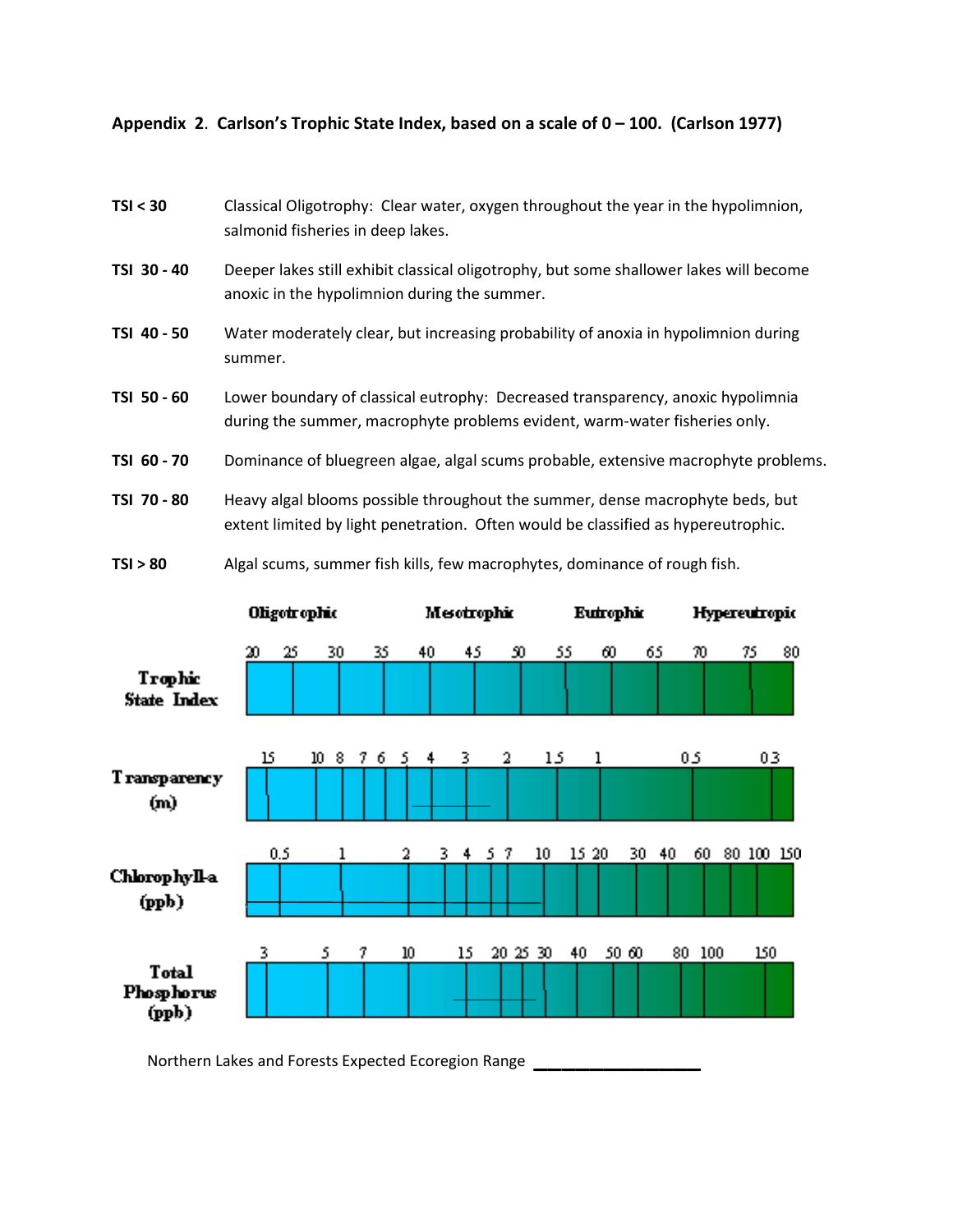**Appendix 2**. **Carlson's Trophic State Index, based on a scale of 0 – 100. (Carlson 1977)**

**TSI < 30** Classical Oligotrophy: Clear water, oxygen throughout the year in the hypolimnion, salmonid fisheries in deep lakes.

**TSI 30 - 40** Deeper lakes still exhibit classical oligotrophy, but some shallower lakes will become anoxic in the hypolimnion during the summer.

**TSI 40 - 50** Water moderately clear, but increasing probability of anoxia in hypolimnion during summer.

**TSI 50 - 60** Lower boundary of classical eutrophy: Decreased transparency, anoxic hypolimnia during the summer, macrophyte problems evident, warm-water fisheries only.

**TSI 60 - 70** Dominance of bluegreen algae, algal scums probable, extensive macrophyte problems.

**TSI 70 - 80** Heavy algal blooms possible throughout the summer, dense macrophyte beds, but extent limited by light penetration. Often would be classified as hypereutrophic.

**TSI > 80** Algal scums, summer fish kills, few macrophytes, dominance of rough fish.

Oligotrophic Mesotrophic Eutrophic Hypereutropic

Trophic State Index
20 25 30 35 40 45 50 55 60 65 70 75 80

Transparency (m)
15 10 8 7 6 5 4 3 2 1.5 1 0.5 0.3

Chlorophyll-a (ppb)
0.5 1 2 3 4 5 7 10 15 20 30 40 60 80 100 150

Total Phosphorus (ppb)
3 5 7 10 15 20 25 30 40 50 60 80 100 150

Northern Lakes and Forests Expected Ecoregion Range ___________________